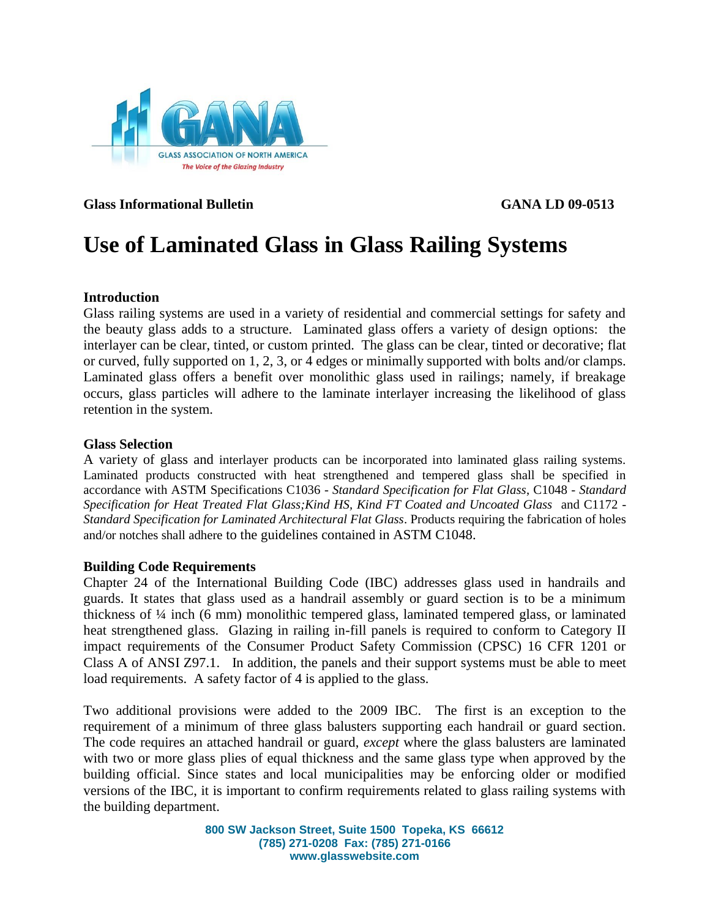**Glass Informational Bulletin** **GANA LD 09-0513**

# Use of Laminated Glass in Glass Railing Systems

## Introduction

Glass railing systems are used in a variety of residential and commercial settings for safety and the beauty glass adds to a structure. Laminated glass offers a variety of design options: the interlayer can be clear, tinted, or custom printed. The glass can be clear, tinted or decorative; flat or curved, fully supported on 1, 2, 3, or 4 edges or minimally supported with bolts and/or clamps. Laminated glass offers a benefit over monolithic glass used in railings; namely, if breakage occurs, glass particles will adhere to the laminate interlayer increasing the likelihood of glass retention in the system.

## Glass Selection

A variety of glass and interlayer products can be incorporated into laminated glass railing systems. Laminated products constructed with heat strengthened and tempered glass shall be specified in accordance with ASTM Specifications C1036 - *Standard Specification for Flat Glass*, C1048 - *Standard Specification for Heat Treated Flat Glass;Kind HS, Kind FT Coated and Uncoated Glass* and C1172 - *Standard Specification for Laminated Architectural Flat Glass*. Products requiring the fabrication of holes and/or notches shall adhere to the guidelines contained in ASTM C1048.

## Building Code Requirements

Chapter 24 of the International Building Code (IBC) addresses glass used in handrails and guards. It states that glass used as a handrail assembly or guard section is to be a minimum thickness of ¼ inch (6 mm) monolithic tempered glass, laminated tempered glass, or laminated heat strengthened glass. Glazing in railing in-fill panels is required to conform to Category II impact requirements of the Consumer Product Safety Commission (CPSC) 16 CFR 1201 or Class A of ANSI Z97.1. In addition, the panels and their support systems must be able to meet load requirements. A safety factor of 4 is applied to the glass.

Two additional provisions were added to the 2009 IBC. The first is an exception to the requirement of a minimum of three glass balusters supporting each handrail or guard section. The code requires an attached handrail or guard, *except* where the glass balusters are laminated with two or more glass plies of equal thickness and the same glass type when approved by the building official. Since states and local municipalities may be enforcing older or modified versions of the IBC, it is important to confirm requirements related to glass railing systems with the building department.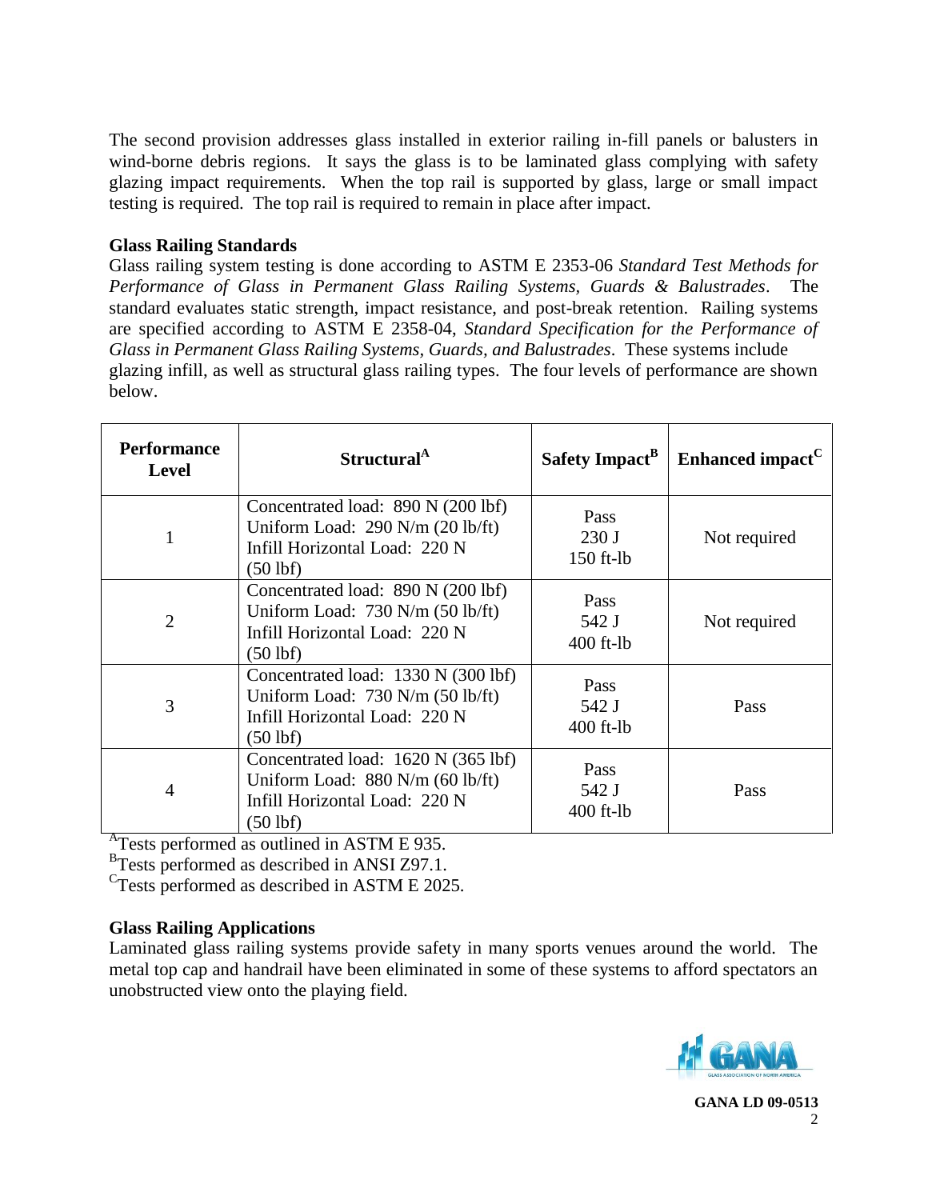The second provision addresses glass installed in exterior railing in-fill panels or balusters in wind-borne debris regions. It says the glass is to be laminated glass complying with safety glazing impact requirements. When the top rail is supported by glass, large or small impact testing is required. The top rail is required to remain in place after impact.

**Glass Railing Standards**

Glass railing system testing is done according to ASTM E 2353-06 *Standard Test Methods for Performance of Glass in Permanent Glass Railing Systems, Guards & Balustrades*. The standard evaluates static strength, impact resistance, and post-break retention. Railing systems are specified according to ASTM E 2358-04, *Standard Specification for the Performance of Glass in Permanent Glass Railing Systems, Guards, and Balustrades*. These systems include glazing infill, as well as structural glass railing types. The four levels of performance are shown below.

| Performance Level | Structural[A] | Safety Impact[B] | Enhanced impact[C] |
|---|---|---|---|
| 1 | Concentrated load: 890 N (200 lbf)<br>Uniform Load: 290 N/m (20 lb/ft)<br>Infill Horizontal Load: 220 N (50 lbf) | Pass<br>230 J<br>150 ft-lb | Not required |
| 2 | Concentrated load: 890 N (200 lbf)<br>Uniform Load: 730 N/m (50 lb/ft)<br>Infill Horizontal Load: 220 N (50 lbf) | Pass<br>542 J<br>400 ft-lb | Not required |
| 3 | Concentrated load: 1330 N (300 lbf)<br>Uniform Load: 730 N/m (50 lb/ft)<br>Infill Horizontal Load: 220 N (50 lbf) | Pass<br>542 J<br>400 ft-lb | Pass |
| 4 | Concentrated load: 1620 N (365 lbf)<br>Uniform Load: 880 N/m (60 lb/ft)<br>Infill Horizontal Load: 220 N (50 lbf) | Pass<br>542 J<br>400 ft-lb | Pass |

[A]Tests performed as outlined in ASTM E 935.
[B]Tests performed as described in ANSI Z97.1.
[C]Tests performed as described in ASTM E 2025.

**Glass Railing Applications**

Laminated glass railing systems provide safety in many sports venues around the world. The metal top cap and handrail have been eliminated in some of these systems to afford spectators an unobstructed view onto the playing field.

**GANA LD 09-0513**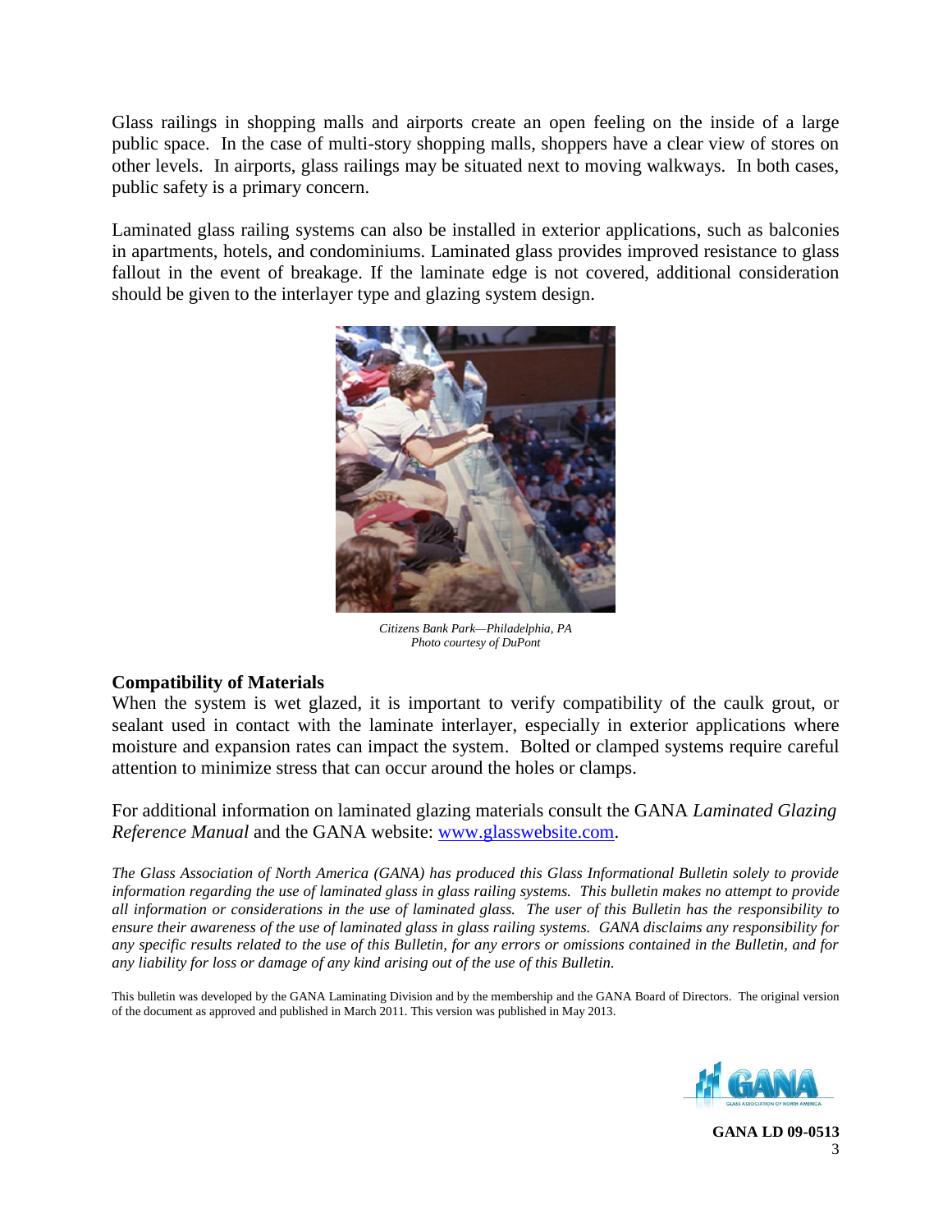Glass railings in shopping malls and airports create an open feeling on the inside of a large public space. In the case of multi-story shopping malls, shoppers have a clear view of stores on other levels. In airports, glass railings may be situated next to moving walkways. In both cases, public safety is a primary concern.

Laminated glass railing systems can also be installed in exterior applications, such as balconies in apartments, hotels, and condominiums. Laminated glass provides improved resistance to glass fallout in the event of breakage. If the laminate edge is not covered, additional consideration should be given to the interlayer type and glazing system design.

*Citizens Bank Park—Philadelphia, PA*
*Photo courtesy of DuPont*

### Compatibility of Materials

When the system is wet glazed, it is important to verify compatibility of the caulk grout, or sealant used in contact with the laminate interlayer, especially in exterior applications where moisture and expansion rates can impact the system. Bolted or clamped systems require careful attention to minimize stress that can occur around the holes or clamps.

For additional information on laminated glazing materials consult the GANA *Laminated Glazing Reference Manual* and the GANA website: www.glasswebsite.com.

*The Glass Association of North America (GANA) has produced this Glass Informational Bulletin solely to provide information regarding the use of laminated glass in glass railing systems. This bulletin makes no attempt to provide all information or considerations in the use of laminated glass. The user of this Bulletin has the responsibility to ensure their awareness of the use of laminated glass in glass railing systems. GANA disclaims any responsibility for any specific results related to the use of this Bulletin, for any errors or omissions contained in the Bulletin, and for any liability for loss or damage of any kind arising out of the use of this Bulletin.*

This bulletin was developed by the GANA Laminating Division and by the membership and the GANA Board of Directors. The original version of the document as approved and published in March 2011. This version was published in May 2013.

**GANA LD 09-0513**